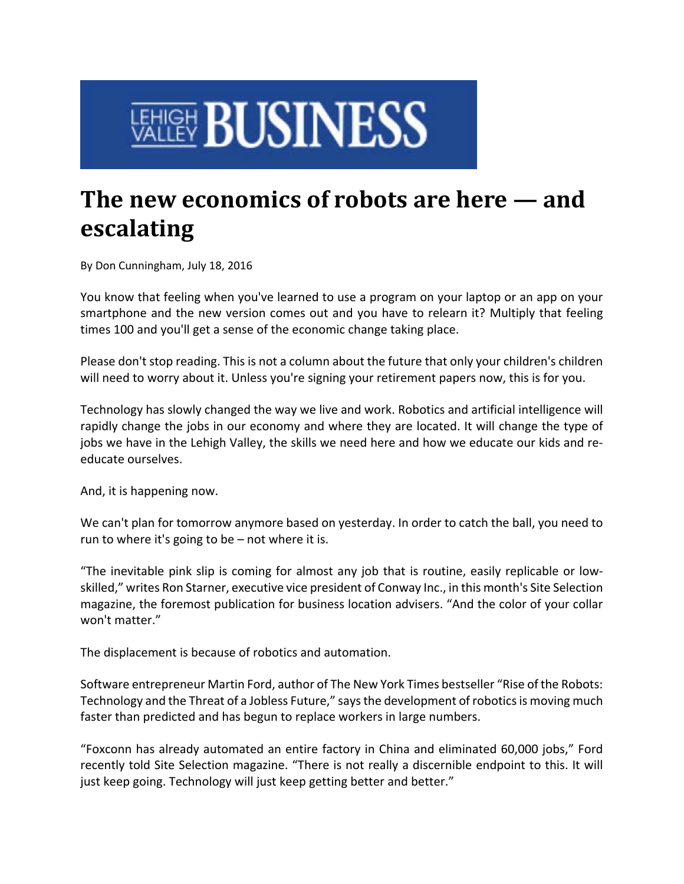LEHIGH VALLEY BUSINESS

# The new economics of robots are here — and escalating

By Don Cunningham, July 18, 2016

You know that feeling when you've learned to use a program on your laptop or an app on your smartphone and the new version comes out and you have to relearn it? Multiply that feeling times 100 and you'll get a sense of the economic change taking place.

Please don't stop reading. This is not a column about the future that only your children's children will need to worry about it. Unless you're signing your retirement papers now, this is for you.

Technology has slowly changed the way we live and work. Robotics and artificial intelligence will rapidly change the jobs in our economy and where they are located. It will change the type of jobs we have in the Lehigh Valley, the skills we need here and how we educate our kids and re-educate ourselves.

And, it is happening now.

We can't plan for tomorrow anymore based on yesterday. In order to catch the ball, you need to run to where it's going to be – not where it is.

"The inevitable pink slip is coming for almost any job that is routine, easily replicable or low-skilled," writes Ron Starner, executive vice president of Conway Inc., in this month's Site Selection magazine, the foremost publication for business location advisers. "And the color of your collar won't matter."

The displacement is because of robotics and automation.

Software entrepreneur Martin Ford, author of The New York Times bestseller "Rise of the Robots: Technology and the Threat of a Jobless Future," says the development of robotics is moving much faster than predicted and has begun to replace workers in large numbers.

"Foxconn has already automated an entire factory in China and eliminated 60,000 jobs," Ford recently told Site Selection magazine. "There is not really a discernible endpoint to this. It will just keep going. Technology will just keep getting better and better."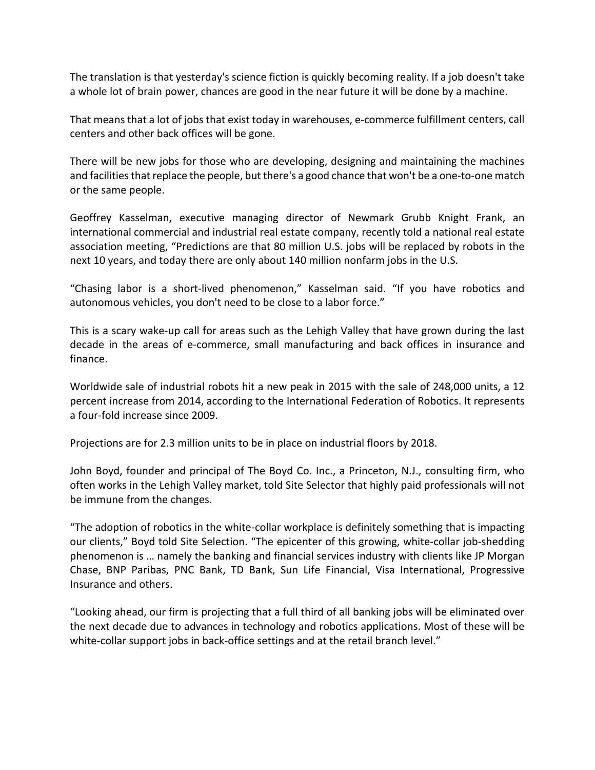The translation is that yesterday's science fiction is quickly becoming reality. If a job doesn't take a whole lot of brain power, chances are good in the near future it will be done by a machine.

That means that a lot of jobs that exist today in warehouses, e-commerce fulfillment centers, call centers and other back offices will be gone.

There will be new jobs for those who are developing, designing and maintaining the machines and facilities that replace the people, but there's a good chance that won't be a one-to-one match or the same people.

Geoffrey Kasselman, executive managing director of Newmark Grubb Knight Frank, an international commercial and industrial real estate company, recently told a national real estate association meeting, "Predictions are that 80 million U.S. jobs will be replaced by robots in the next 10 years, and today there are only about 140 million nonfarm jobs in the U.S.

"Chasing labor is a short-lived phenomenon," Kasselman said. "If you have robotics and autonomous vehicles, you don't need to be close to a labor force."

This is a scary wake-up call for areas such as the Lehigh Valley that have grown during the last decade in the areas of e-commerce, small manufacturing and back offices in insurance and finance.

Worldwide sale of industrial robots hit a new peak in 2015 with the sale of 248,000 units, a 12 percent increase from 2014, according to the International Federation of Robotics. It represents a four-fold increase since 2009.

Projections are for 2.3 million units to be in place on industrial floors by 2018.

John Boyd, founder and principal of The Boyd Co. Inc., a Princeton, N.J., consulting firm, who often works in the Lehigh Valley market, told Site Selector that highly paid professionals will not be immune from the changes.

"The adoption of robotics in the white-collar workplace is definitely something that is impacting our clients," Boyd told Site Selection. "The epicenter of this growing, white-collar job-shedding phenomenon is … namely the banking and financial services industry with clients like JP Morgan Chase, BNP Paribas, PNC Bank, TD Bank, Sun Life Financial, Visa International, Progressive Insurance and others.

"Looking ahead, our firm is projecting that a full third of all banking jobs will be eliminated over the next decade due to advances in technology and robotics applications. Most of these will be white-collar support jobs in back-office settings and at the retail branch level."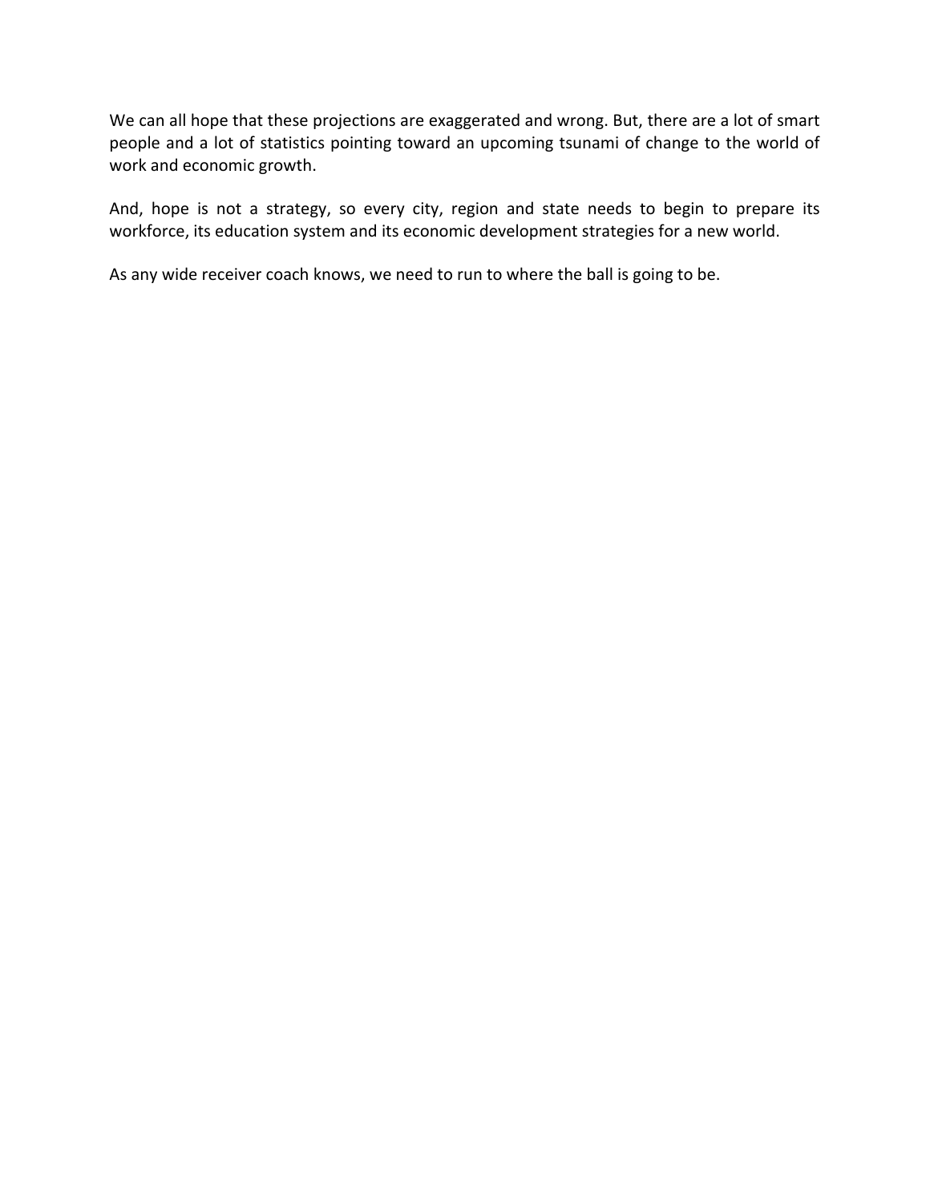We can all hope that these projections are exaggerated and wrong. But, there are a lot of smart people and a lot of statistics pointing toward an upcoming tsunami of change to the world of work and economic growth.

And, hope is not a strategy, so every city, region and state needs to begin to prepare its workforce, its education system and its economic development strategies for a new world.

As any wide receiver coach knows, we need to run to where the ball is going to be.